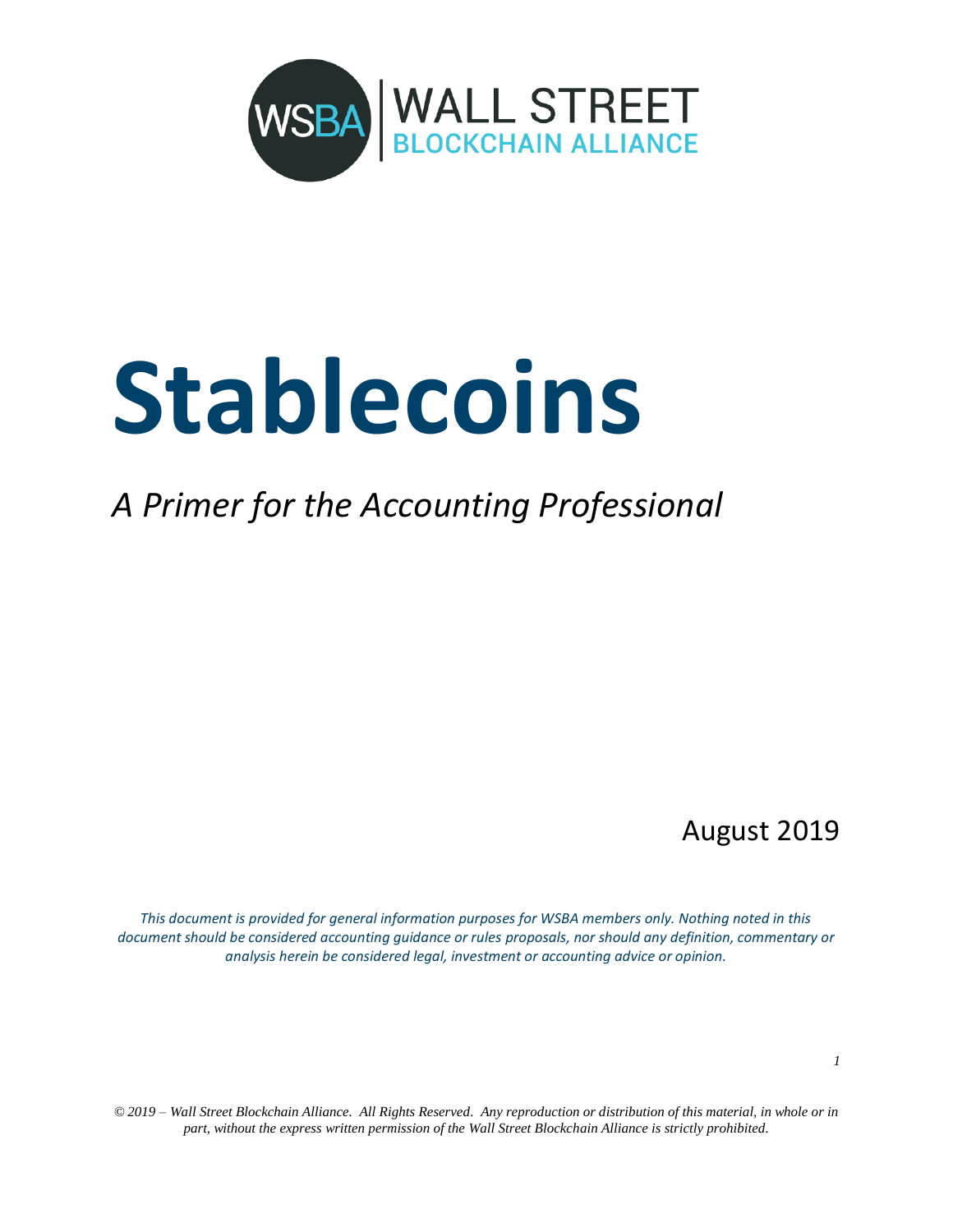WSBA | WALL STREET BLOCKCHAIN ALLIANCE

# Stablecoins

## *A Primer for the Accounting Professional*

August 2019

*This document is provided for general information purposes for WSBA members only. Nothing noted in this document should be considered accounting guidance or rules proposals, nor should any definition, commentary or analysis herein be considered legal, investment or accounting advice or opinion.*

*© 2019 – Wall Street Blockchain Alliance. All Rights Reserved. Any reproduction or distribution of this material, in whole or in part, without the express written permission of the Wall Street Blockchain Alliance is strictly prohibited.*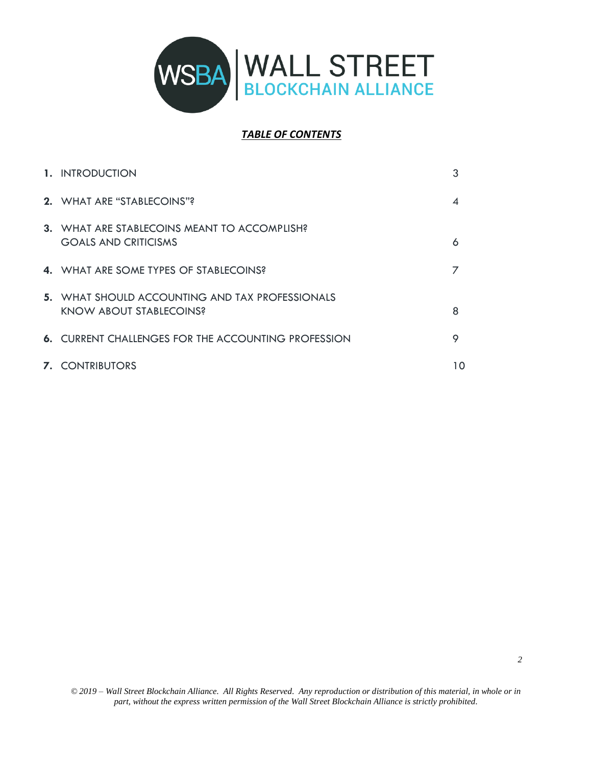WSBA | WALL STREET BLOCKCHAIN ALLIANCE

***TABLE OF CONTENTS***

| | | |
|---|---|---|
| **1.** | INTRODUCTION | 3 |
| **2.** | WHAT ARE "STABLECOINS"? | 4 |
| **3.** | WHAT ARE STABLECOINS MEANT TO ACCOMPLISH? GOALS AND CRITICISMS | 6 |
| **4.** | WHAT ARE SOME TYPES OF STABLECOINS? | 7 |
| **5.** | WHAT SHOULD ACCOUNTING AND TAX PROFESSIONALS KNOW ABOUT STABLECOINS? | 8 |
| **6.** | CURRENT CHALLENGES FOR THE ACCOUNTING PROFESSION | 9 |
| **7.** | CONTRIBUTORS | 10 |

*© 2019 – Wall Street Blockchain Alliance. All Rights Reserved. Any reproduction or distribution of this material, in whole or in part, without the express written permission of the Wall Street Blockchain Alliance is strictly prohibited.*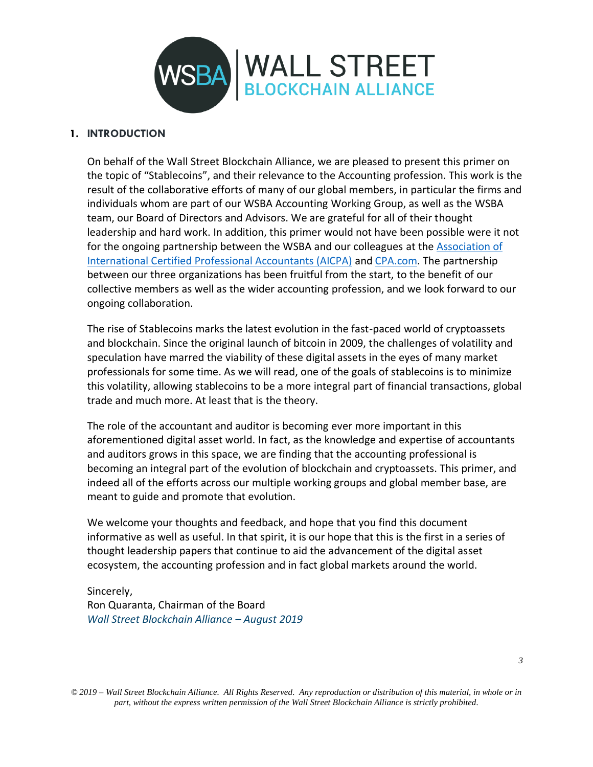## 1. INTRODUCTION

On behalf of the Wall Street Blockchain Alliance, we are pleased to present this primer on the topic of "Stablecoins", and their relevance to the Accounting profession. This work is the result of the collaborative efforts of many of our global members, in particular the firms and individuals whom are part of our WSBA Accounting Working Group, as well as the WSBA team, our Board of Directors and Advisors. We are grateful for all of their thought leadership and hard work. In addition, this primer would not have been possible were it not for the ongoing partnership between the WSBA and our colleagues at the Association of International Certified Professional Accountants (AICPA) and CPA.com. The partnership between our three organizations has been fruitful from the start, to the benefit of our collective members as well as the wider accounting profession, and we look forward to our ongoing collaboration.

The rise of Stablecoins marks the latest evolution in the fast-paced world of cryptoassets and blockchain. Since the original launch of bitcoin in 2009, the challenges of volatility and speculation have marred the viability of these digital assets in the eyes of many market professionals for some time. As we will read, one of the goals of stablecoins is to minimize this volatility, allowing stablecoins to be a more integral part of financial transactions, global trade and much more. At least that is the theory.

The role of the accountant and auditor is becoming ever more important in this aforementioned digital asset world. In fact, as the knowledge and expertise of accountants and auditors grows in this space, we are finding that the accounting professional is becoming an integral part of the evolution of blockchain and cryptoassets. This primer, and indeed all of the efforts across our multiple working groups and global member base, are meant to guide and promote that evolution.

We welcome your thoughts and feedback, and hope that you find this document informative as well as useful. In that spirit, it is our hope that this is the first in a series of thought leadership papers that continue to aid the advancement of the digital asset ecosystem, the accounting profession and in fact global markets around the world.

Sincerely,
Ron Quaranta, Chairman of the Board
*Wall Street Blockchain Alliance – August 2019*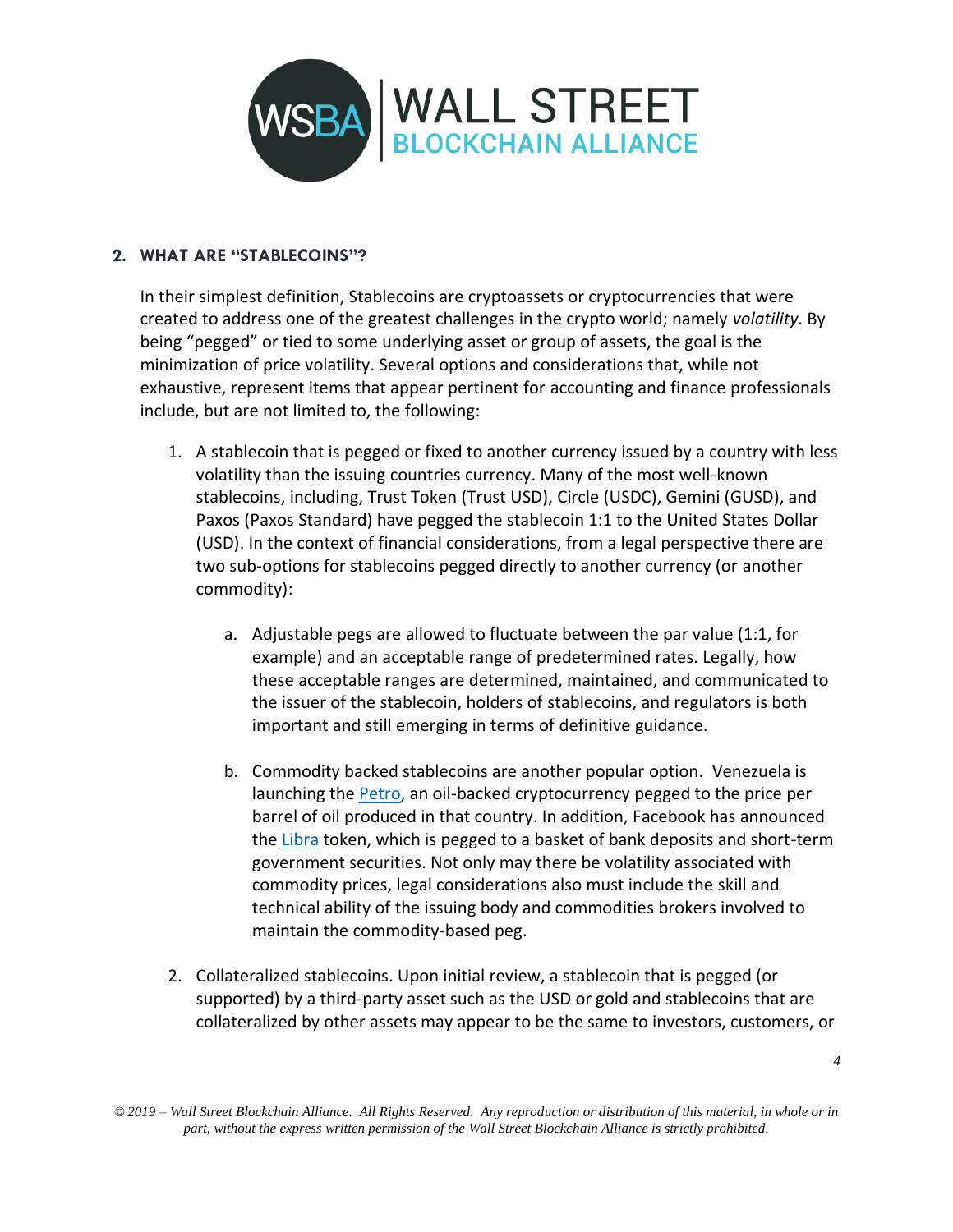## 2. WHAT ARE "STABLECOINS"?

In their simplest definition, Stablecoins are cryptoassets or cryptocurrencies that were created to address one of the greatest challenges in the crypto world; namely *volatility*. By being "pegged" or tied to some underlying asset or group of assets, the goal is the minimization of price volatility. Several options and considerations that, while not exhaustive, represent items that appear pertinent for accounting and finance professionals include, but are not limited to, the following:

1. A stablecoin that is pegged or fixed to another currency issued by a country with less volatility than the issuing countries currency. Many of the most well-known stablecoins, including, Trust Token (Trust USD), Circle (USDC), Gemini (GUSD), and Paxos (Paxos Standard) have pegged the stablecoin 1:1 to the United States Dollar (USD). In the context of financial considerations, from a legal perspective there are two sub-options for stablecoins pegged directly to another currency (or another commodity):

    a. Adjustable pegs are allowed to fluctuate between the par value (1:1, for example) and an acceptable range of predetermined rates. Legally, how these acceptable ranges are determined, maintained, and communicated to the issuer of the stablecoin, holders of stablecoins, and regulators is both important and still emerging in terms of definitive guidance.

    b. Commodity backed stablecoins are another popular option. Venezuela is launching the Petro, an oil-backed cryptocurrency pegged to the price per barrel of oil produced in that country. In addition, Facebook has announced the Libra token, which is pegged to a basket of bank deposits and short-term government securities. Not only may there be volatility associated with commodity prices, legal considerations also must include the skill and technical ability of the issuing body and commodities brokers involved to maintain the commodity-based peg.

2. Collateralized stablecoins. Upon initial review, a stablecoin that is pegged (or supported) by a third-party asset such as the USD or gold and stablecoins that are collateralized by other assets may appear to be the same to investors, customers, or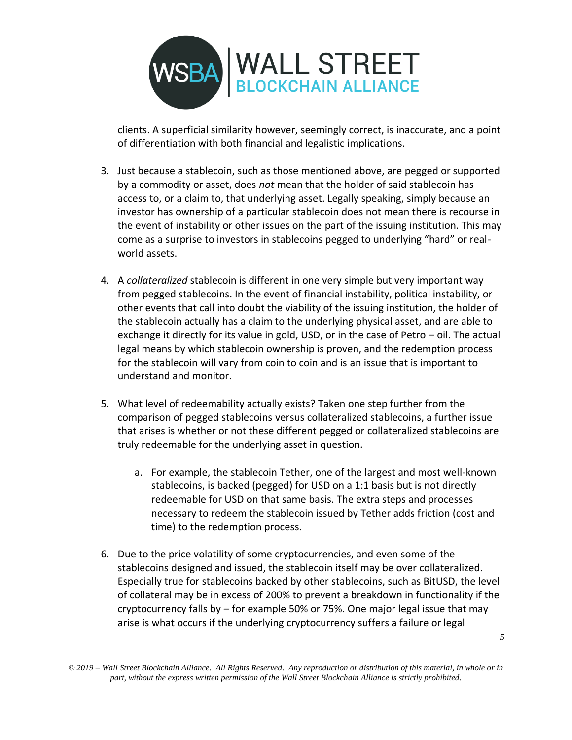clients. A superficial similarity however, seemingly correct, is inaccurate, and a point of differentiation with both financial and legalistic implications.

3. Just because a stablecoin, such as those mentioned above, are pegged or supported by a commodity or asset, does *not* mean that the holder of said stablecoin has access to, or a claim to, that underlying asset. Legally speaking, simply because an investor has ownership of a particular stablecoin does not mean there is recourse in the event of instability or other issues on the part of the issuing institution. This may come as a surprise to investors in stablecoins pegged to underlying "hard" or real-world assets.

4. A *collateralized* stablecoin is different in one very simple but very important way from pegged stablecoins. In the event of financial instability, political instability, or other events that call into doubt the viability of the issuing institution, the holder of the stablecoin actually has a claim to the underlying physical asset, and are able to exchange it directly for its value in gold, USD, or in the case of Petro – oil. The actual legal means by which stablecoin ownership is proven, and the redemption process for the stablecoin will vary from coin to coin and is an issue that is important to understand and monitor.

5. What level of redeemability actually exists? Taken one step further from the comparison of pegged stablecoins versus collateralized stablecoins, a further issue that arises is whether or not these different pegged or collateralized stablecoins are truly redeemable for the underlying asset in question.

    a. For example, the stablecoin Tether, one of the largest and most well-known stablecoins, is backed (pegged) for USD on a 1:1 basis but is not directly redeemable for USD on that same basis. The extra steps and processes necessary to redeem the stablecoin issued by Tether adds friction (cost and time) to the redemption process.

6. Due to the price volatility of some cryptocurrencies, and even some of the stablecoins designed and issued, the stablecoin itself may be over collateralized. Especially true for stablecoins backed by other stablecoins, such as BitUSD, the level of collateral may be in excess of 200% to prevent a breakdown in functionality if the cryptocurrency falls by – for example 50% or 75%. One major legal issue that may arise is what occurs if the underlying cryptocurrency suffers a failure or legal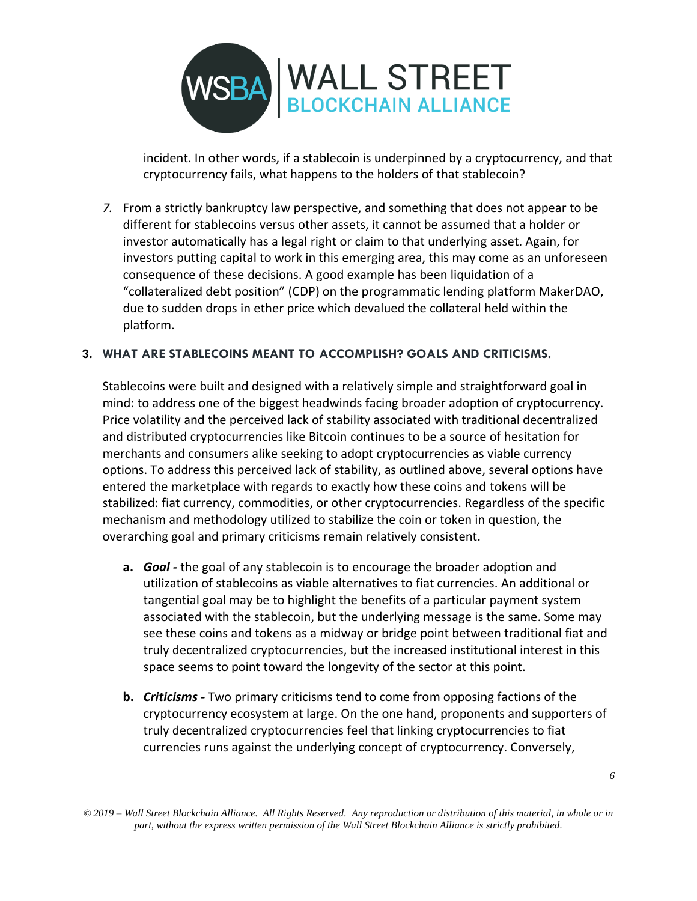incident. In other words, if a stablecoin is underpinned by a cryptocurrency, and that cryptocurrency fails, what happens to the holders of that stablecoin?

*7.* From a strictly bankruptcy law perspective, and something that does not appear to be different for stablecoins versus other assets, it cannot be assumed that a holder or investor automatically has a legal right or claim to that underlying asset. Again, for investors putting capital to work in this emerging area, this may come as an unforeseen consequence of these decisions. A good example has been liquidation of a "collateralized debt position" (CDP) on the programmatic lending platform MakerDAO, due to sudden drops in ether price which devalued the collateral held within the platform.

## 3. WHAT ARE STABLECOINS MEANT TO ACCOMPLISH? GOALS AND CRITICISMS.

Stablecoins were built and designed with a relatively simple and straightforward goal in mind: to address one of the biggest headwinds facing broader adoption of cryptocurrency. Price volatility and the perceived lack of stability associated with traditional decentralized and distributed cryptocurrencies like Bitcoin continues to be a source of hesitation for merchants and consumers alike seeking to adopt cryptocurrencies as viable currency options. To address this perceived lack of stability, as outlined above, several options have entered the marketplace with regards to exactly how these coins and tokens will be stabilized: fiat currency, commodities, or other cryptocurrencies. Regardless of the specific mechanism and methodology utilized to stabilize the coin or token in question, the overarching goal and primary criticisms remain relatively consistent.

**a.** ***Goal -*** the goal of any stablecoin is to encourage the broader adoption and utilization of stablecoins as viable alternatives to fiat currencies. An additional or tangential goal may be to highlight the benefits of a particular payment system associated with the stablecoin, but the underlying message is the same. Some may see these coins and tokens as a midway or bridge point between traditional fiat and truly decentralized cryptocurrencies, but the increased institutional interest in this space seems to point toward the longevity of the sector at this point.

**b.** ***Criticisms -*** Two primary criticisms tend to come from opposing factions of the cryptocurrency ecosystem at large. On the one hand, proponents and supporters of truly decentralized cryptocurrencies feel that linking cryptocurrencies to fiat currencies runs against the underlying concept of cryptocurrency. Conversely,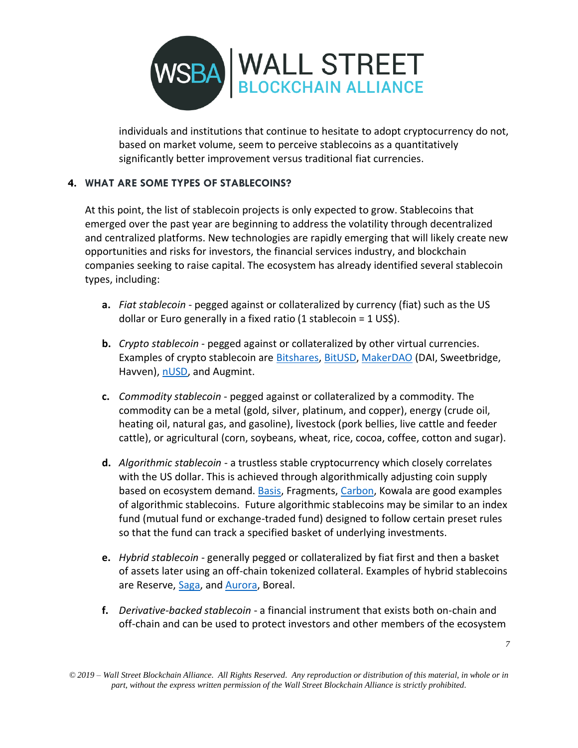individuals and institutions that continue to hesitate to adopt cryptocurrency do not, based on market volume, seem to perceive stablecoins as a quantitatively significantly better improvement versus traditional fiat currencies.

## 4. WHAT ARE SOME TYPES OF STABLECOINS?

At this point, the list of stablecoin projects is only expected to grow. Stablecoins that emerged over the past year are beginning to address the volatility through decentralized and centralized platforms. New technologies are rapidly emerging that will likely create new opportunities and risks for investors, the financial services industry, and blockchain companies seeking to raise capital. The ecosystem has already identified several stablecoin types, including:

a. *Fiat stablecoin* - pegged against or collateralized by currency (fiat) such as the US dollar or Euro generally in a fixed ratio (1 stablecoin = 1 US$).

b. *Crypto stablecoin* - pegged against or collateralized by other virtual currencies. Examples of crypto stablecoin are Bitshares, BitUSD, MakerDAO (DAI, Sweetbridge, Havven), nUSD, and Augmint.

c. *Commodity stablecoin* - pegged against or collateralized by a commodity. The commodity can be a metal (gold, silver, platinum, and copper), energy (crude oil, heating oil, natural gas, and gasoline), livestock (pork bellies, live cattle and feeder cattle), or agricultural (corn, soybeans, wheat, rice, cocoa, coffee, cotton and sugar).

d. *Algorithmic stablecoin* - a trustless stable cryptocurrency which closely correlates with the US dollar. This is achieved through algorithmically adjusting coin supply based on ecosystem demand. Basis, Fragments, Carbon, Kowala are good examples of algorithmic stablecoins. Future algorithmic stablecoins may be similar to an index fund (mutual fund or exchange-traded fund) designed to follow certain preset rules so that the fund can track a specified basket of underlying investments.

e. *Hybrid stablecoin* - generally pegged or collateralized by fiat first and then a basket of assets later using an off-chain tokenized collateral. Examples of hybrid stablecoins are Reserve, Saga, and Aurora, Boreal.

f. *Derivative-backed stablecoin* - a financial instrument that exists both on-chain and off-chain and can be used to protect investors and other members of the ecosystem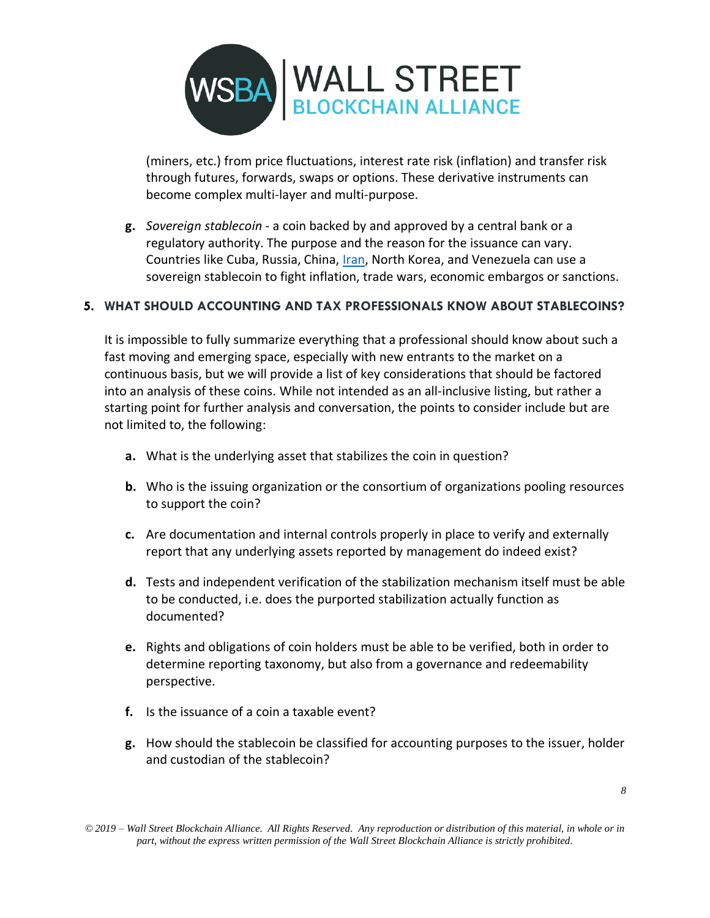(miners, etc.) from price fluctuations, interest rate risk (inflation) and transfer risk through futures, forwards, swaps or options. These derivative instruments can become complex multi-layer and multi-purpose.

**g.** *Sovereign stablecoin* - a coin backed by and approved by a central bank or a regulatory authority. The purpose and the reason for the issuance can vary. Countries like Cuba, Russia, China, Iran, North Korea, and Venezuela can use a sovereign stablecoin to fight inflation, trade wars, economic embargos or sanctions.

## 5. WHAT SHOULD ACCOUNTING AND TAX PROFESSIONALS KNOW ABOUT STABLECOINS?

It is impossible to fully summarize everything that a professional should know about such a fast moving and emerging space, especially with new entrants to the market on a continuous basis, but we will provide a list of key considerations that should be factored into an analysis of these coins. While not intended as an all-inclusive listing, but rather a starting point for further analysis and conversation, the points to consider include but are not limited to, the following:

**a.** What is the underlying asset that stabilizes the coin in question?

**b.** Who is the issuing organization or the consortium of organizations pooling resources to support the coin?

**c.** Are documentation and internal controls properly in place to verify and externally report that any underlying assets reported by management do indeed exist?

**d.** Tests and independent verification of the stabilization mechanism itself must be able to be conducted, i.e. does the purported stabilization actually function as documented?

**e.** Rights and obligations of coin holders must be able to be verified, both in order to determine reporting taxonomy, but also from a governance and redeemability perspective.

**f.** Is the issuance of a coin a taxable event?

**g.** How should the stablecoin be classified for accounting purposes to the issuer, holder and custodian of the stablecoin?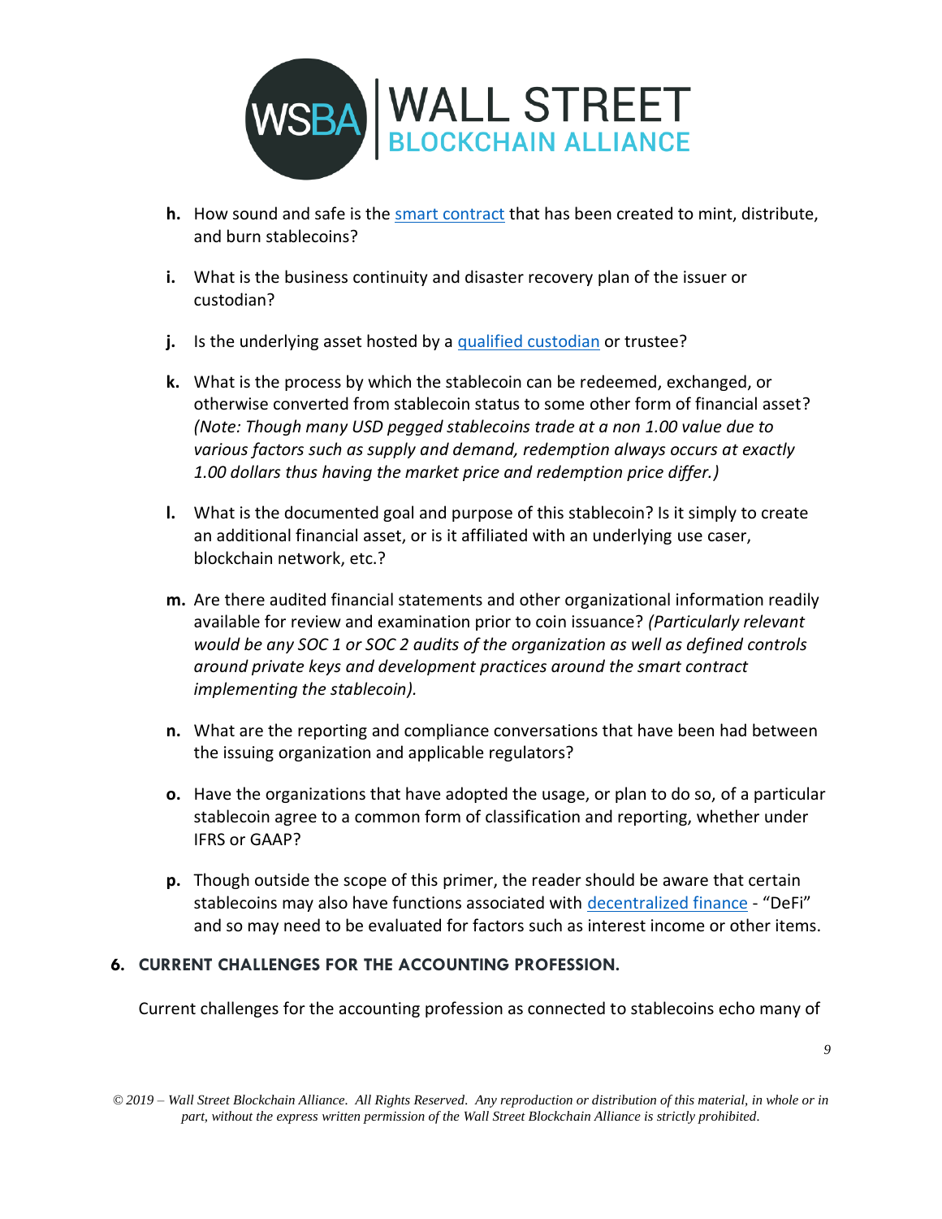h. How sound and safe is the smart contract that has been created to mint, distribute, and burn stablecoins?

i. What is the business continuity and disaster recovery plan of the issuer or custodian?

j. Is the underlying asset hosted by a qualified custodian or trustee?

k. What is the process by which the stablecoin can be redeemed, exchanged, or otherwise converted from stablecoin status to some other form of financial asset? *(Note: Though many USD pegged stablecoins trade at a non 1.00 value due to various factors such as supply and demand, redemption always occurs at exactly 1.00 dollars thus having the market price and redemption price differ.)*

l. What is the documented goal and purpose of this stablecoin? Is it simply to create an additional financial asset, or is it affiliated with an underlying use caser, blockchain network, etc.?

m. Are there audited financial statements and other organizational information readily available for review and examination prior to coin issuance? *(Particularly relevant would be any SOC 1 or SOC 2 audits of the organization as well as defined controls around private keys and development practices around the smart contract implementing the stablecoin).*

n. What are the reporting and compliance conversations that have been had between the issuing organization and applicable regulators?

o. Have the organizations that have adopted the usage, or plan to do so, of a particular stablecoin agree to a common form of classification and reporting, whether under IFRS or GAAP?

p. Though outside the scope of this primer, the reader should be aware that certain stablecoins may also have functions associated with decentralized finance - "DeFi" and so may need to be evaluated for factors such as interest income or other items.

## 6. CURRENT CHALLENGES FOR THE ACCOUNTING PROFESSION.

Current challenges for the accounting profession as connected to stablecoins echo many of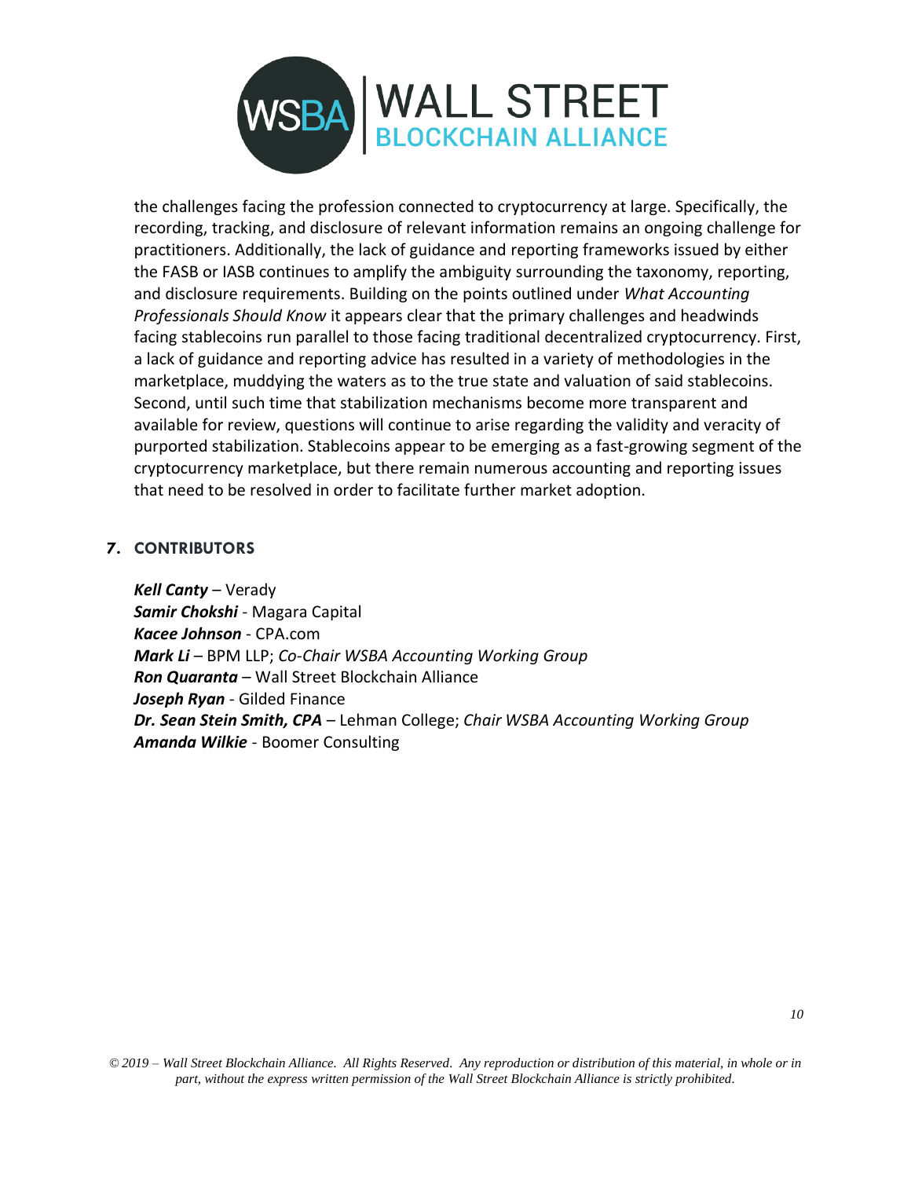the challenges facing the profession connected to cryptocurrency at large. Specifically, the recording, tracking, and disclosure of relevant information remains an ongoing challenge for practitioners. Additionally, the lack of guidance and reporting frameworks issued by either the FASB or IASB continues to amplify the ambiguity surrounding the taxonomy, reporting, and disclosure requirements. Building on the points outlined under *What Accounting Professionals Should Know* it appears clear that the primary challenges and headwinds facing stablecoins run parallel to those facing traditional decentralized cryptocurrency. First, a lack of guidance and reporting advice has resulted in a variety of methodologies in the marketplace, muddying the waters as to the true state and valuation of said stablecoins. Second, until such time that stabilization mechanisms become more transparent and available for review, questions will continue to arise regarding the validity and veracity of purported stabilization. Stablecoins appear to be emerging as a fast-growing segment of the cryptocurrency marketplace, but there remain numerous accounting and reporting issues that need to be resolved in order to facilitate further market adoption.

## 7. CONTRIBUTORS

***Kell Canty*** – Verady
***Samir Chokshi*** - Magara Capital
***Kacee Johnson*** - CPA.com
***Mark Li*** – BPM LLP; *Co-Chair WSBA Accounting Working Group*
***Ron Quaranta*** – Wall Street Blockchain Alliance
***Joseph Ryan*** - Gilded Finance
***Dr. Sean Stein Smith, CPA*** – Lehman College; *Chair WSBA Accounting Working Group*
***Amanda Wilkie*** - Boomer Consulting